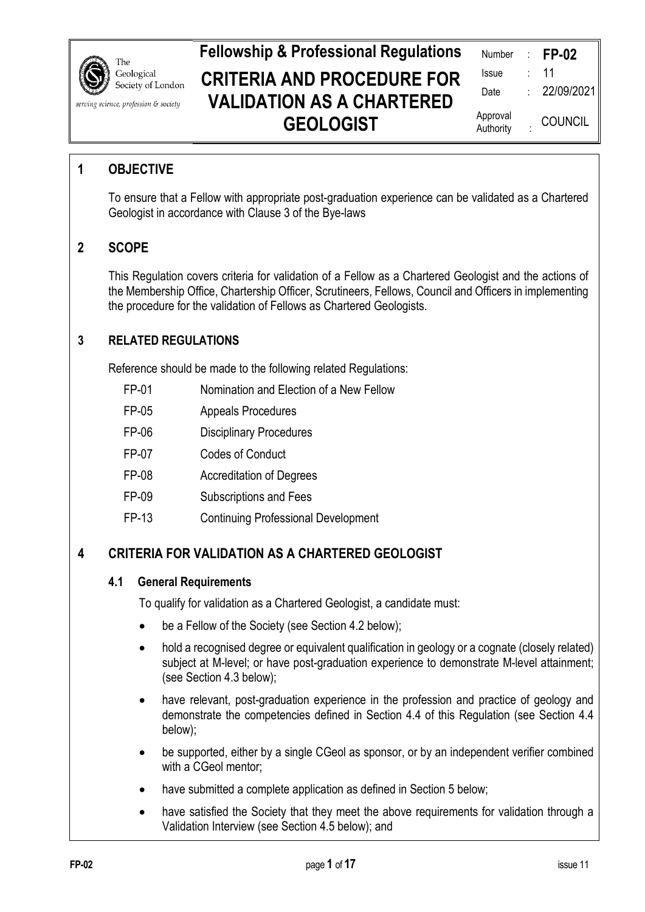# Fellowship & Professional Regulations

# CRITERIA AND PROCEDURE FOR VALIDATION AS A CHARTERED GEOLOGIST

| | | |
|---|---|---|
| Number | : | **FP-02** |
| Issue | : | 11 |
| Date | : | 22/09/2021 |
| Approval Authority | : | COUNCIL |

## 1 OBJECTIVE

To ensure that a Fellow with appropriate post-graduation experience can be validated as a Chartered Geologist in accordance with Clause 3 of the Bye-laws

## 2 SCOPE

This Regulation covers criteria for validation of a Fellow as a Chartered Geologist and the actions of the Membership Office, Chartership Officer, Scrutineers, Fellows, Council and Officers in implementing the procedure for the validation of Fellows as Chartered Geologists.

## 3 RELATED REGULATIONS

Reference should be made to the following related Regulations:

| | |
|---|---|
| FP-01 | Nomination and Election of a New Fellow |
| FP-05 | Appeals Procedures |
| FP-06 | Disciplinary Procedures |
| FP-07 | Codes of Conduct |
| FP-08 | Accreditation of Degrees |
| FP-09 | Subscriptions and Fees |
| FP-13 | Continuing Professional Development |

## 4 CRITERIA FOR VALIDATION AS A CHARTERED GEOLOGIST

### 4.1 General Requirements

To qualify for validation as a Chartered Geologist, a candidate must:

- be a Fellow of the Society (see Section 4.2 below);
- hold a recognised degree or equivalent qualification in geology or a cognate (closely related) subject at M-level; or have post-graduation experience to demonstrate M-level attainment; (see Section 4.3 below);
- have relevant, post-graduation experience in the profession and practice of geology and demonstrate the competencies defined in Section 4.4 of this Regulation (see Section 4.4 below);
- be supported, either by a single CGeol as sponsor, or by an independent verifier combined with a CGeol mentor;
- have submitted a complete application as defined in Section 5 below;
- have satisfied the Society that they meet the above requirements for validation through a Validation Interview (see Section 4.5 below); and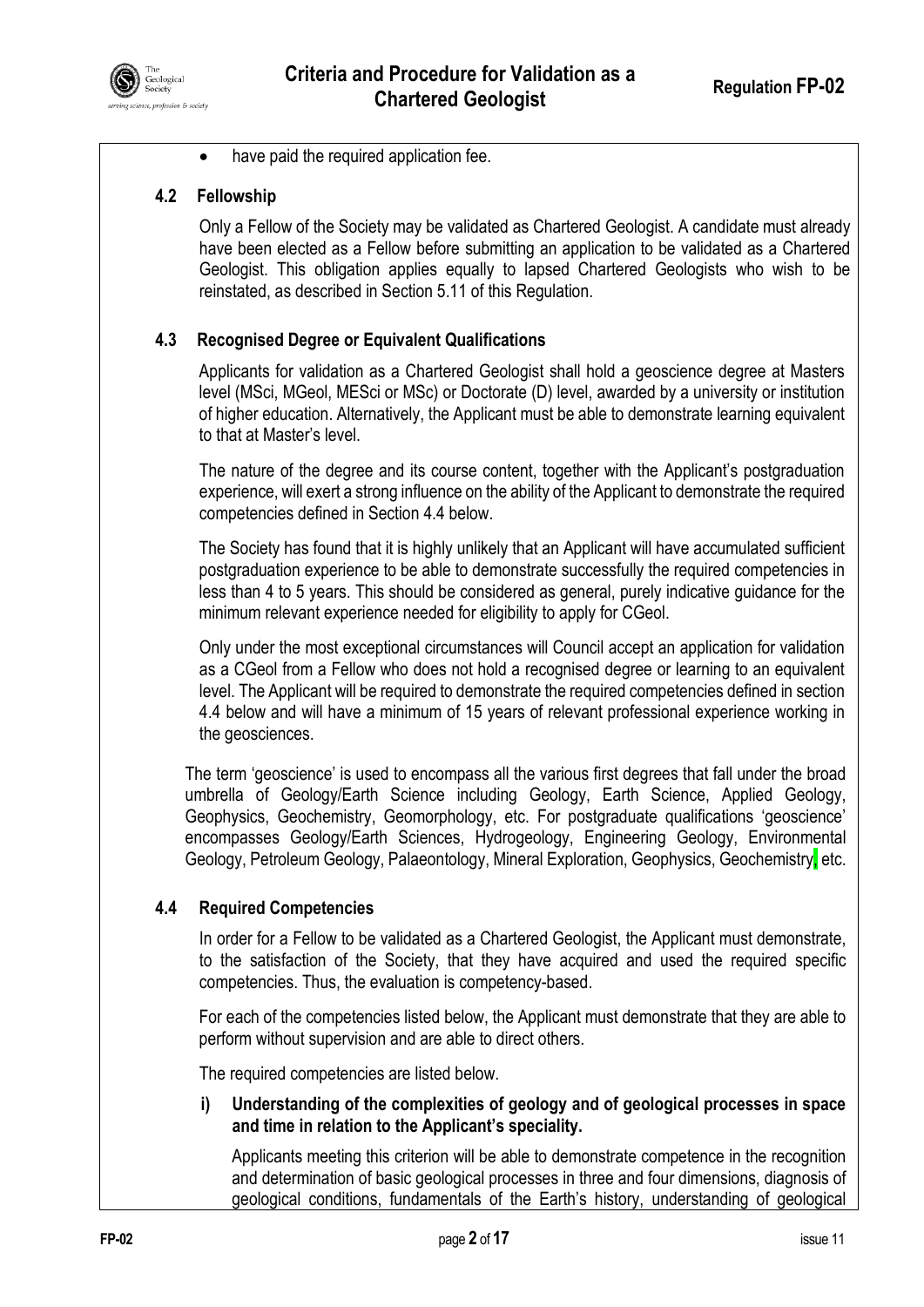- have paid the required application fee.

### 4.2 Fellowship

Only a Fellow of the Society may be validated as Chartered Geologist. A candidate must already have been elected as a Fellow before submitting an application to be validated as a Chartered Geologist. This obligation applies equally to lapsed Chartered Geologists who wish to be reinstated, as described in Section 5.11 of this Regulation.

### 4.3 Recognised Degree or Equivalent Qualifications

Applicants for validation as a Chartered Geologist shall hold a geoscience degree at Masters level (MSci, MGeol, MESci or MSc) or Doctorate (D) level, awarded by a university or institution of higher education. Alternatively, the Applicant must be able to demonstrate learning equivalent to that at Master's level.

The nature of the degree and its course content, together with the Applicant's postgraduation experience, will exert a strong influence on the ability of the Applicant to demonstrate the required competencies defined in Section 4.4 below.

The Society has found that it is highly unlikely that an Applicant will have accumulated sufficient postgraduation experience to be able to demonstrate successfully the required competencies in less than 4 to 5 years. This should be considered as general, purely indicative guidance for the minimum relevant experience needed for eligibility to apply for CGeol.

Only under the most exceptional circumstances will Council accept an application for validation as a CGeol from a Fellow who does not hold a recognised degree or learning to an equivalent level. The Applicant will be required to demonstrate the required competencies defined in section 4.4 below and will have a minimum of 15 years of relevant professional experience working in the geosciences.

The term 'geoscience' is used to encompass all the various first degrees that fall under the broad umbrella of Geology/Earth Science including Geology, Earth Science, Applied Geology, Geophysics, Geochemistry, Geomorphology, etc. For postgraduate qualifications 'geoscience' encompasses Geology/Earth Sciences, Hydrogeology, Engineering Geology, Environmental Geology, Petroleum Geology, Palaeontology, Mineral Exploration, Geophysics, Geochemistry, etc.

### 4.4 Required Competencies

In order for a Fellow to be validated as a Chartered Geologist, the Applicant must demonstrate, to the satisfaction of the Society, that they have acquired and used the required specific competencies. Thus, the evaluation is competency-based.

For each of the competencies listed below, the Applicant must demonstrate that they are able to perform without supervision and are able to direct others.

The required competencies are listed below.

**i) Understanding of the complexities of geology and of geological processes in space and time in relation to the Applicant's speciality.**

Applicants meeting this criterion will be able to demonstrate competence in the recognition and determination of basic geological processes in three and four dimensions, diagnosis of geological conditions, fundamentals of the Earth's history, understanding of geological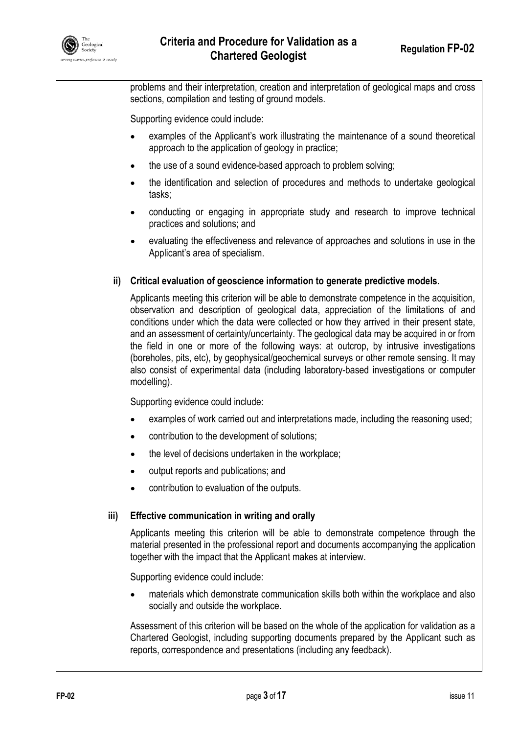problems and their interpretation, creation and interpretation of geological maps and cross sections, compilation and testing of ground models.

Supporting evidence could include:

- examples of the Applicant's work illustrating the maintenance of a sound theoretical approach to the application of geology in practice;
- the use of a sound evidence-based approach to problem solving;
- the identification and selection of procedures and methods to undertake geological tasks;
- conducting or engaging in appropriate study and research to improve technical practices and solutions; and
- evaluating the effectiveness and relevance of approaches and solutions in use in the Applicant's area of specialism.

**ii) Critical evaluation of geoscience information to generate predictive models.**

Applicants meeting this criterion will be able to demonstrate competence in the acquisition, observation and description of geological data, appreciation of the limitations of and conditions under which the data were collected or how they arrived in their present state, and an assessment of certainty/uncertainty. The geological data may be acquired in or from the field in one or more of the following ways: at outcrop, by intrusive investigations (boreholes, pits, etc), by geophysical/geochemical surveys or other remote sensing. It may also consist of experimental data (including laboratory-based investigations or computer modelling).

Supporting evidence could include:

- examples of work carried out and interpretations made, including the reasoning used;
- contribution to the development of solutions;
- the level of decisions undertaken in the workplace;
- output reports and publications; and
- contribution to evaluation of the outputs.

**iii) Effective communication in writing and orally**

Applicants meeting this criterion will be able to demonstrate competence through the material presented in the professional report and documents accompanying the application together with the impact that the Applicant makes at interview.

Supporting evidence could include:

- materials which demonstrate communication skills both within the workplace and also socially and outside the workplace.

Assessment of this criterion will be based on the whole of the application for validation as a Chartered Geologist, including supporting documents prepared by the Applicant such as reports, correspondence and presentations (including any feedback).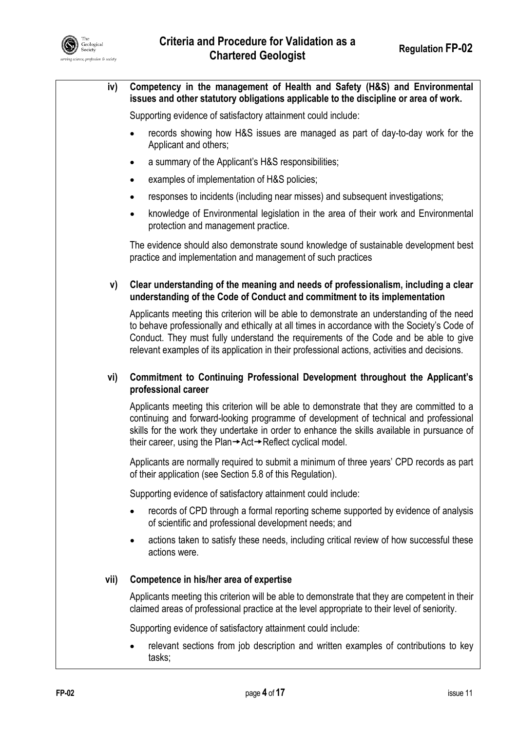**iv) Competency in the management of Health and Safety (H&S) and Environmental issues and other statutory obligations applicable to the discipline or area of work.**

Supporting evidence of satisfactory attainment could include:

- records showing how H&S issues are managed as part of day-to-day work for the Applicant and others;
- a summary of the Applicant's H&S responsibilities;
- examples of implementation of H&S policies;
- responses to incidents (including near misses) and subsequent investigations;
- knowledge of Environmental legislation in the area of their work and Environmental protection and management practice.

The evidence should also demonstrate sound knowledge of sustainable development best practice and implementation and management of such practices

**v) Clear understanding of the meaning and needs of professionalism, including a clear understanding of the Code of Conduct and commitment to its implementation**

Applicants meeting this criterion will be able to demonstrate an understanding of the need to behave professionally and ethically at all times in accordance with the Society's Code of Conduct. They must fully understand the requirements of the Code and be able to give relevant examples of its application in their professional actions, activities and decisions.

**vi) Commitment to Continuing Professional Development throughout the Applicant's professional career**

Applicants meeting this criterion will be able to demonstrate that they are committed to a continuing and forward-looking programme of development of technical and professional skills for the work they undertake in order to enhance the skills available in pursuance of their career, using the Plan→Act→Reflect cyclical model.

Applicants are normally required to submit a minimum of three years' CPD records as part of their application (see Section 5.8 of this Regulation).

Supporting evidence of satisfactory attainment could include:

- records of CPD through a formal reporting scheme supported by evidence of analysis of scientific and professional development needs; and
- actions taken to satisfy these needs, including critical review of how successful these actions were.

**vii) Competence in his/her area of expertise**

Applicants meeting this criterion will be able to demonstrate that they are competent in their claimed areas of professional practice at the level appropriate to their level of seniority.

Supporting evidence of satisfactory attainment could include:

- relevant sections from job description and written examples of contributions to key tasks;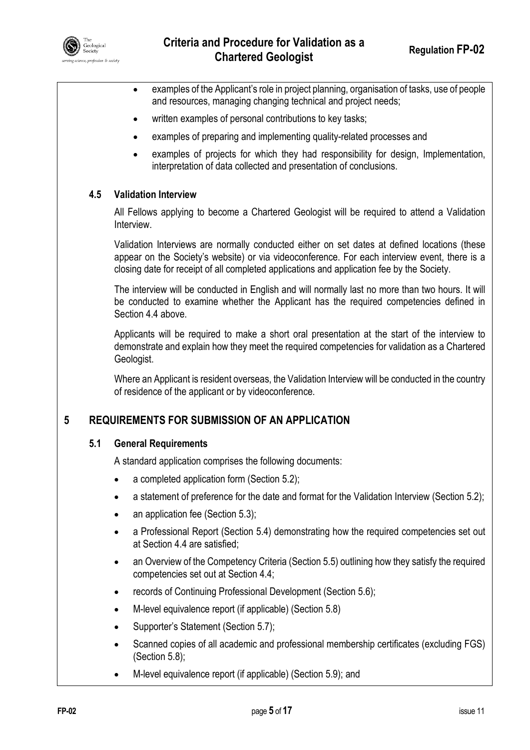- examples of the Applicant's role in project planning, organisation of tasks, use of people and resources, managing changing technical and project needs;
- written examples of personal contributions to key tasks;
- examples of preparing and implementing quality-related processes and
- examples of projects for which they had responsibility for design, Implementation, interpretation of data collected and presentation of conclusions.

### 4.5 Validation Interview

All Fellows applying to become a Chartered Geologist will be required to attend a Validation Interview.

Validation Interviews are normally conducted either on set dates at defined locations (these appear on the Society's website) or via videoconference. For each interview event, there is a closing date for receipt of all completed applications and application fee by the Society.

The interview will be conducted in English and will normally last no more than two hours. It will be conducted to examine whether the Applicant has the required competencies defined in Section 4.4 above.

Applicants will be required to make a short oral presentation at the start of the interview to demonstrate and explain how they meet the required competencies for validation as a Chartered Geologist.

Where an Applicant is resident overseas, the Validation Interview will be conducted in the country of residence of the applicant or by videoconference.

## 5 REQUIREMENTS FOR SUBMISSION OF AN APPLICATION

### 5.1 General Requirements

A standard application comprises the following documents:

- a completed application form (Section 5.2);
- a statement of preference for the date and format for the Validation Interview (Section 5.2);
- an application fee (Section 5.3);
- a Professional Report (Section 5.4) demonstrating how the required competencies set out at Section 4.4 are satisfied;
- an Overview of the Competency Criteria (Section 5.5) outlining how they satisfy the required competencies set out at Section 4.4;
- records of Continuing Professional Development (Section 5.6);
- M-level equivalence report (if applicable) (Section 5.8)
- Supporter's Statement (Section 5.7);
- Scanned copies of all academic and professional membership certificates (excluding FGS) (Section 5.8);
- M-level equivalence report (if applicable) (Section 5.9); and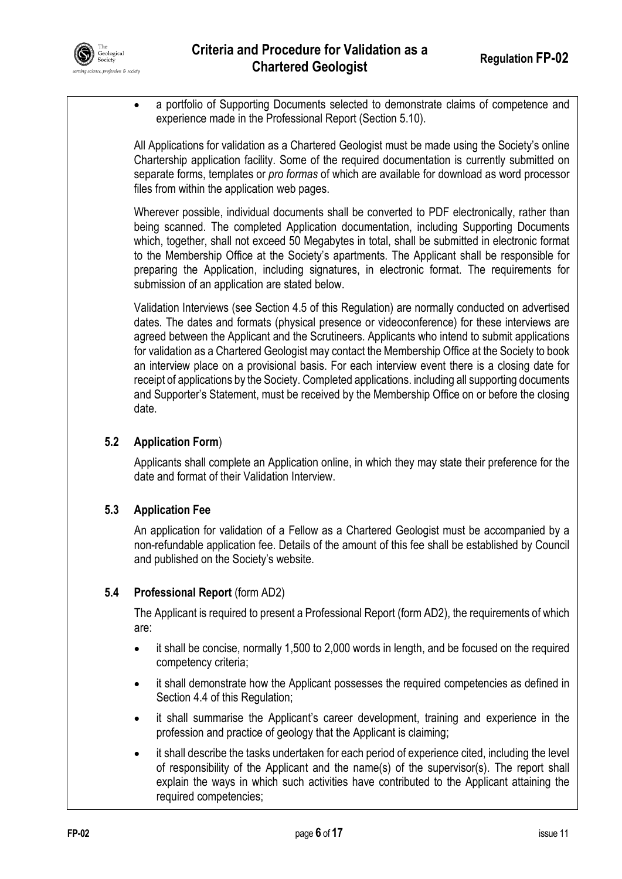- a portfolio of Supporting Documents selected to demonstrate claims of competence and experience made in the Professional Report (Section 5.10).

All Applications for validation as a Chartered Geologist must be made using the Society's online Chartership application facility. Some of the required documentation is currently submitted on separate forms, templates or *pro formas* of which are available for download as word processor files from within the application web pages.

Wherever possible, individual documents shall be converted to PDF electronically, rather than being scanned. The completed Application documentation, including Supporting Documents which, together, shall not exceed 50 Megabytes in total, shall be submitted in electronic format to the Membership Office at the Society's apartments. The Applicant shall be responsible for preparing the Application, including signatures, in electronic format. The requirements for submission of an application are stated below.

Validation Interviews (see Section 4.5 of this Regulation) are normally conducted on advertised dates. The dates and formats (physical presence or videoconference) for these interviews are agreed between the Applicant and the Scrutineers. Applicants who intend to submit applications for validation as a Chartered Geologist may contact the Membership Office at the Society to book an interview place on a provisional basis. For each interview event there is a closing date for receipt of applications by the Society. Completed applications. including all supporting documents and Supporter's Statement, must be received by the Membership Office on or before the closing date.

### 5.2 Application Form)

Applicants shall complete an Application online, in which they may state their preference for the date and format of their Validation Interview.

### 5.3 Application Fee

An application for validation of a Fellow as a Chartered Geologist must be accompanied by a non-refundable application fee. Details of the amount of this fee shall be established by Council and published on the Society's website.

### 5.4 Professional Report (form AD2)

The Applicant is required to present a Professional Report (form AD2), the requirements of which are:

- it shall be concise, normally 1,500 to 2,000 words in length, and be focused on the required competency criteria;
- it shall demonstrate how the Applicant possesses the required competencies as defined in Section 4.4 of this Regulation;
- it shall summarise the Applicant's career development, training and experience in the profession and practice of geology that the Applicant is claiming;
- it shall describe the tasks undertaken for each period of experience cited, including the level of responsibility of the Applicant and the name(s) of the supervisor(s). The report shall explain the ways in which such activities have contributed to the Applicant attaining the required competencies;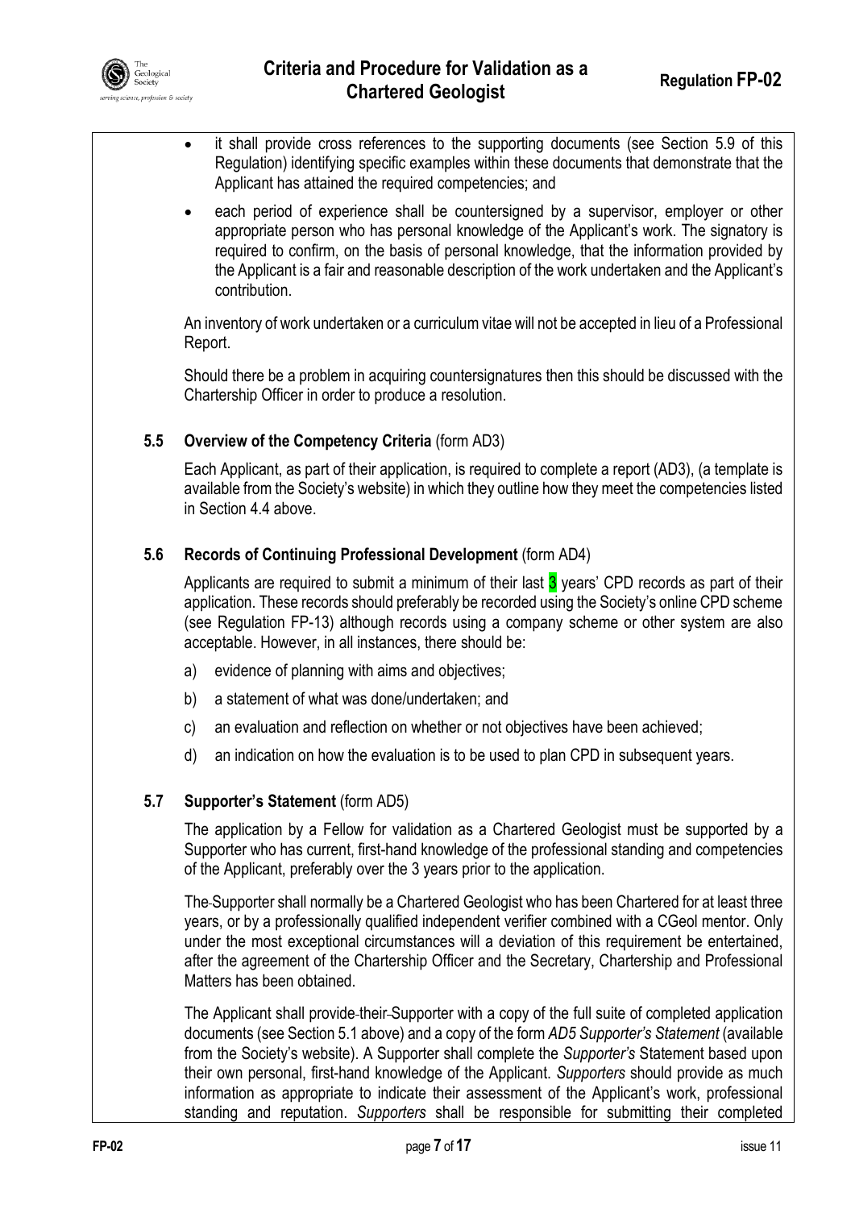- it shall provide cross references to the supporting documents (see Section 5.9 of this Regulation) identifying specific examples within these documents that demonstrate that the Applicant has attained the required competencies; and
- each period of experience shall be countersigned by a supervisor, employer or other appropriate person who has personal knowledge of the Applicant's work. The signatory is required to confirm, on the basis of personal knowledge, that the information provided by the Applicant is a fair and reasonable description of the work undertaken and the Applicant's contribution.

An inventory of work undertaken or a curriculum vitae will not be accepted in lieu of a Professional Report.

Should there be a problem in acquiring countersignatures then this should be discussed with the Chartership Officer in order to produce a resolution.

## 5.5 **Overview of the Competency Criteria** (form AD3)

Each Applicant, as part of their application, is required to complete a report (AD3), (a template is available from the Society's website) in which they outline how they meet the competencies listed in Section 4.4 above.

## 5.6 **Records of Continuing Professional Development** (form AD4)

Applicants are required to submit a minimum of their last 3 years' CPD records as part of their application. These records should preferably be recorded using the Society's online CPD scheme (see Regulation FP-13) although records using a company scheme or other system are also acceptable. However, in all instances, there should be:

a) evidence of planning with aims and objectives;

b) a statement of what was done/undertaken; and

c) an evaluation and reflection on whether or not objectives have been achieved;

d) an indication on how the evaluation is to be used to plan CPD in subsequent years.

## 5.7 **Supporter's Statement** (form AD5)

The application by a Fellow for validation as a Chartered Geologist must be supported by a Supporter who has current, first-hand knowledge of the professional standing and competencies of the Applicant, preferably over the 3 years prior to the application.

The Supporter shall normally be a Chartered Geologist who has been Chartered for at least three years, or by a professionally qualified independent verifier combined with a CGeol mentor. Only under the most exceptional circumstances will a deviation of this requirement be entertained, after the agreement of the Chartership Officer and the Secretary, Chartership and Professional Matters has been obtained.

The Applicant shall provide their Supporter with a copy of the full suite of completed application documents (see Section 5.1 above) and a copy of the form *AD5 Supporter's Statement* (available from the Society's website). A Supporter shall complete the *Supporter's* Statement based upon their own personal, first-hand knowledge of the Applicant. *Supporters* should provide as much information as appropriate to indicate their assessment of the Applicant's work, professional standing and reputation. *Supporters* shall be responsible for submitting their completed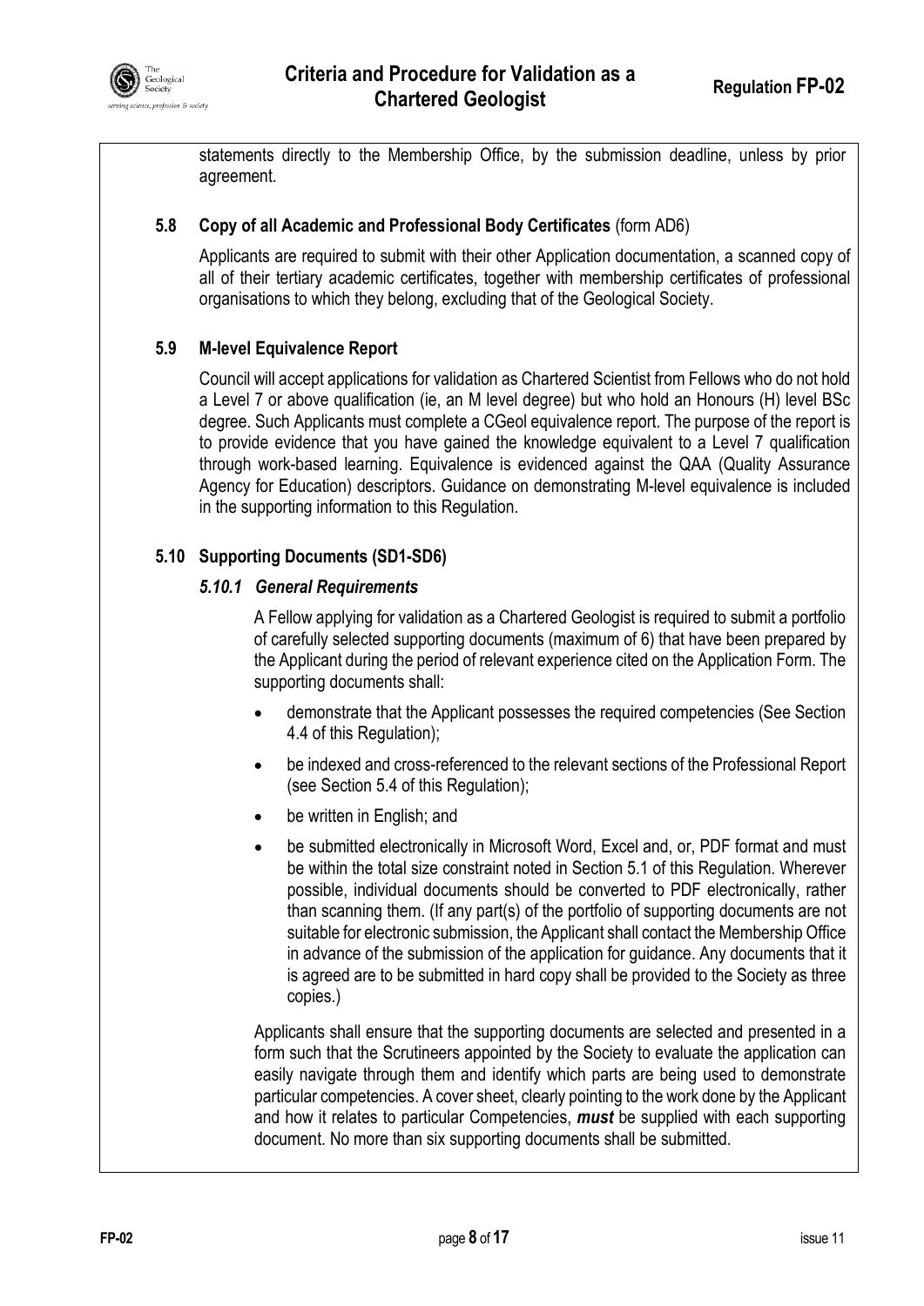statements directly to the Membership Office, by the submission deadline, unless by prior agreement.

### 5.8 Copy of all Academic and Professional Body Certificates (form AD6)

Applicants are required to submit with their other Application documentation, a scanned copy of all of their tertiary academic certificates, together with membership certificates of professional organisations to which they belong, excluding that of the Geological Society.

### 5.9 M-level Equivalence Report

Council will accept applications for validation as Chartered Scientist from Fellows who do not hold a Level 7 or above qualification (ie, an M level degree) but who hold an Honours (H) level BSc degree. Such Applicants must complete a CGeol equivalence report. The purpose of the report is to provide evidence that you have gained the knowledge equivalent to a Level 7 qualification through work-based learning. Equivalence is evidenced against the QAA (Quality Assurance Agency for Education) descriptors. Guidance on demonstrating M-level equivalence is included in the supporting information to this Regulation.

### 5.10 Supporting Documents (SD1-SD6)

#### *5.10.1 General Requirements*

A Fellow applying for validation as a Chartered Geologist is required to submit a portfolio of carefully selected supporting documents (maximum of 6) that have been prepared by the Applicant during the period of relevant experience cited on the Application Form. The supporting documents shall:

- demonstrate that the Applicant possesses the required competencies (See Section 4.4 of this Regulation);
- be indexed and cross-referenced to the relevant sections of the Professional Report (see Section 5.4 of this Regulation);
- be written in English; and
- be submitted electronically in Microsoft Word, Excel and, or, PDF format and must be within the total size constraint noted in Section 5.1 of this Regulation. Wherever possible, individual documents should be converted to PDF electronically, rather than scanning them. (If any part(s) of the portfolio of supporting documents are not suitable for electronic submission, the Applicant shall contact the Membership Office in advance of the submission of the application for guidance. Any documents that it is agreed are to be submitted in hard copy shall be provided to the Society as three copies.)

Applicants shall ensure that the supporting documents are selected and presented in a form such that the Scrutineers appointed by the Society to evaluate the application can easily navigate through them and identify which parts are being used to demonstrate particular competencies. A cover sheet, clearly pointing to the work done by the Applicant and how it relates to particular Competencies, ***must*** be supplied with each supporting document. No more than six supporting documents shall be submitted.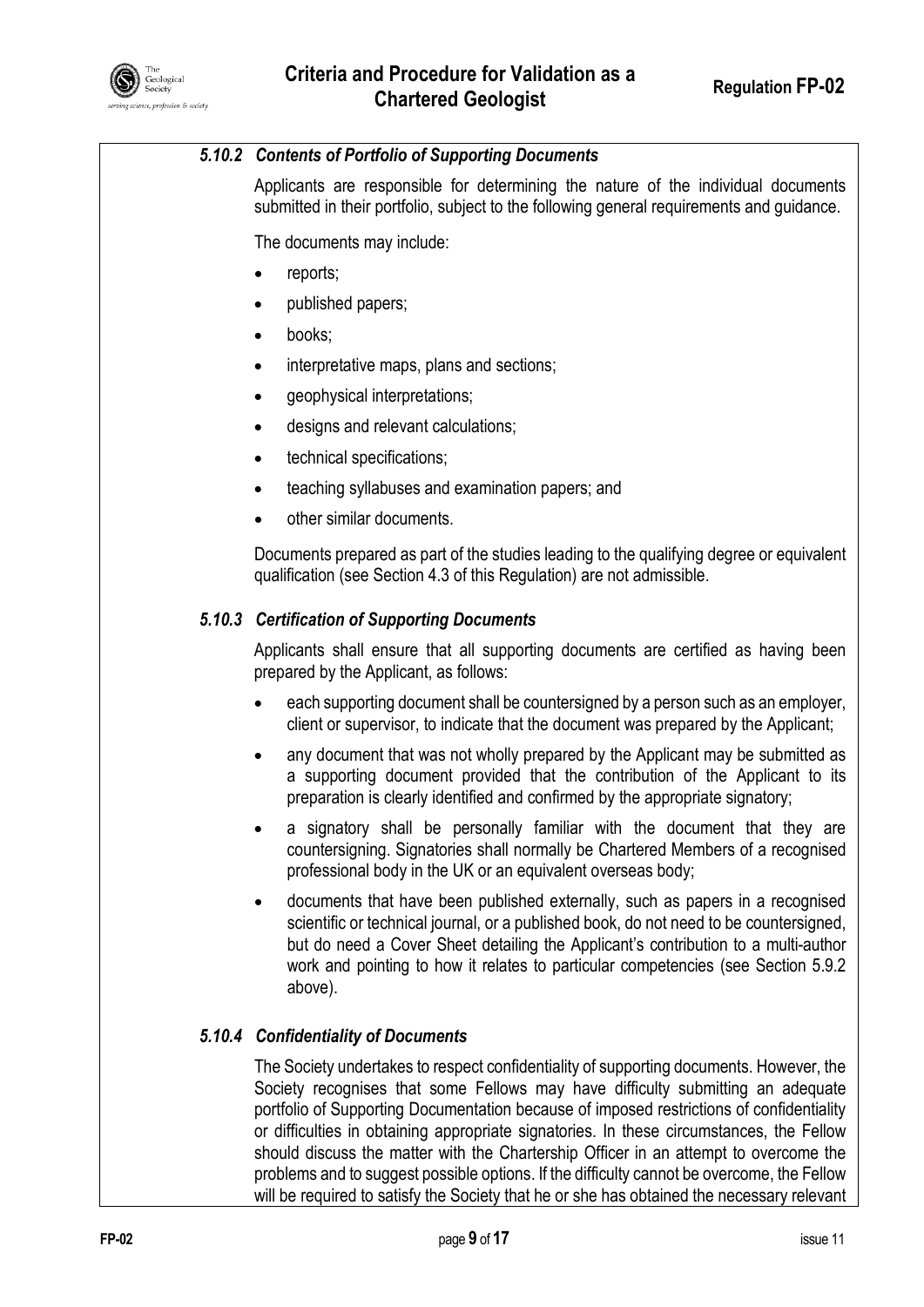#### *5.10.2 Contents of Portfolio of Supporting Documents*

Applicants are responsible for determining the nature of the individual documents submitted in their portfolio, subject to the following general requirements and guidance.

The documents may include:

- reports;
- published papers;
- books;
- interpretative maps, plans and sections;
- geophysical interpretations;
- designs and relevant calculations;
- technical specifications;
- teaching syllabuses and examination papers; and
- other similar documents.

Documents prepared as part of the studies leading to the qualifying degree or equivalent qualification (see Section 4.3 of this Regulation) are not admissible.

#### *5.10.3 Certification of Supporting Documents*

Applicants shall ensure that all supporting documents are certified as having been prepared by the Applicant, as follows:

- each supporting document shall be countersigned by a person such as an employer, client or supervisor, to indicate that the document was prepared by the Applicant;
- any document that was not wholly prepared by the Applicant may be submitted as a supporting document provided that the contribution of the Applicant to its preparation is clearly identified and confirmed by the appropriate signatory;
- a signatory shall be personally familiar with the document that they are countersigning. Signatories shall normally be Chartered Members of a recognised professional body in the UK or an equivalent overseas body;
- documents that have been published externally, such as papers in a recognised scientific or technical journal, or a published book, do not need to be countersigned, but do need a Cover Sheet detailing the Applicant's contribution to a multi-author work and pointing to how it relates to particular competencies (see Section 5.9.2 above).

#### *5.10.4 Confidentiality of Documents*

The Society undertakes to respect confidentiality of supporting documents. However, the Society recognises that some Fellows may have difficulty submitting an adequate portfolio of Supporting Documentation because of imposed restrictions of confidentiality or difficulties in obtaining appropriate signatories. In these circumstances, the Fellow should discuss the matter with the Chartership Officer in an attempt to overcome the problems and to suggest possible options. If the difficulty cannot be overcome, the Fellow will be required to satisfy the Society that he or she has obtained the necessary relevant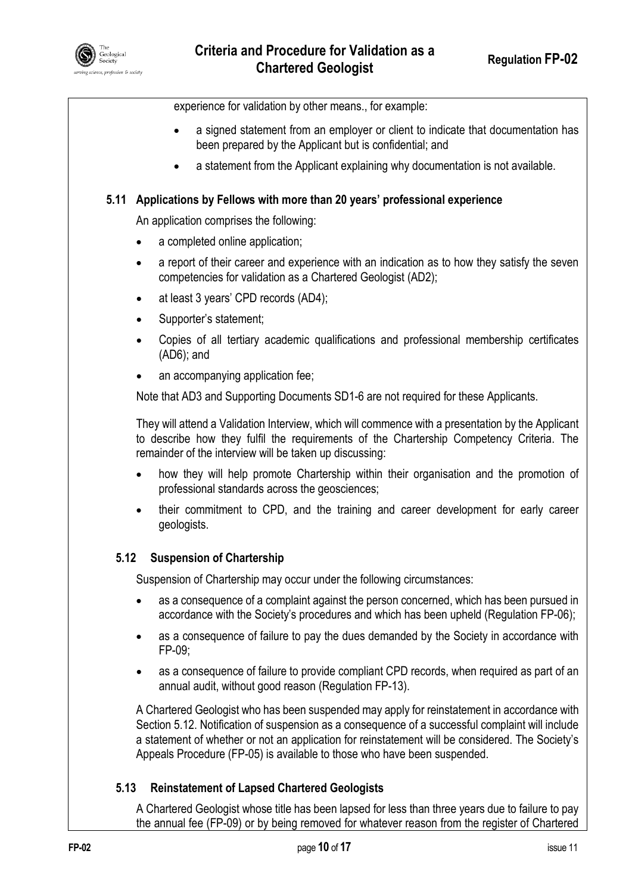experience for validation by other means., for example:

- a signed statement from an employer or client to indicate that documentation has been prepared by the Applicant but is confidential; and
- a statement from the Applicant explaining why documentation is not available.

### 5.11 Applications by Fellows with more than 20 years' professional experience

An application comprises the following:

- a completed online application;
- a report of their career and experience with an indication as to how they satisfy the seven competencies for validation as a Chartered Geologist (AD2);
- at least 3 years' CPD records (AD4);
- Supporter's statement;
- Copies of all tertiary academic qualifications and professional membership certificates (AD6); and
- an accompanying application fee;

Note that AD3 and Supporting Documents SD1-6 are not required for these Applicants.

They will attend a Validation Interview, which will commence with a presentation by the Applicant to describe how they fulfil the requirements of the Chartership Competency Criteria. The remainder of the interview will be taken up discussing:

- how they will help promote Chartership within their organisation and the promotion of professional standards across the geosciences;
- their commitment to CPD, and the training and career development for early career geologists.

### 5.12 Suspension of Chartership

Suspension of Chartership may occur under the following circumstances:

- as a consequence of a complaint against the person concerned, which has been pursued in accordance with the Society's procedures and which has been upheld (Regulation FP-06);
- as a consequence of failure to pay the dues demanded by the Society in accordance with FP-09;
- as a consequence of failure to provide compliant CPD records, when required as part of an annual audit, without good reason (Regulation FP-13).

A Chartered Geologist who has been suspended may apply for reinstatement in accordance with Section 5.12. Notification of suspension as a consequence of a successful complaint will include a statement of whether or not an application for reinstatement will be considered. The Society's Appeals Procedure (FP-05) is available to those who have been suspended.

### 5.13 Reinstatement of Lapsed Chartered Geologists

A Chartered Geologist whose title has been lapsed for less than three years due to failure to pay the annual fee (FP-09) or by being removed for whatever reason from the register of Chartered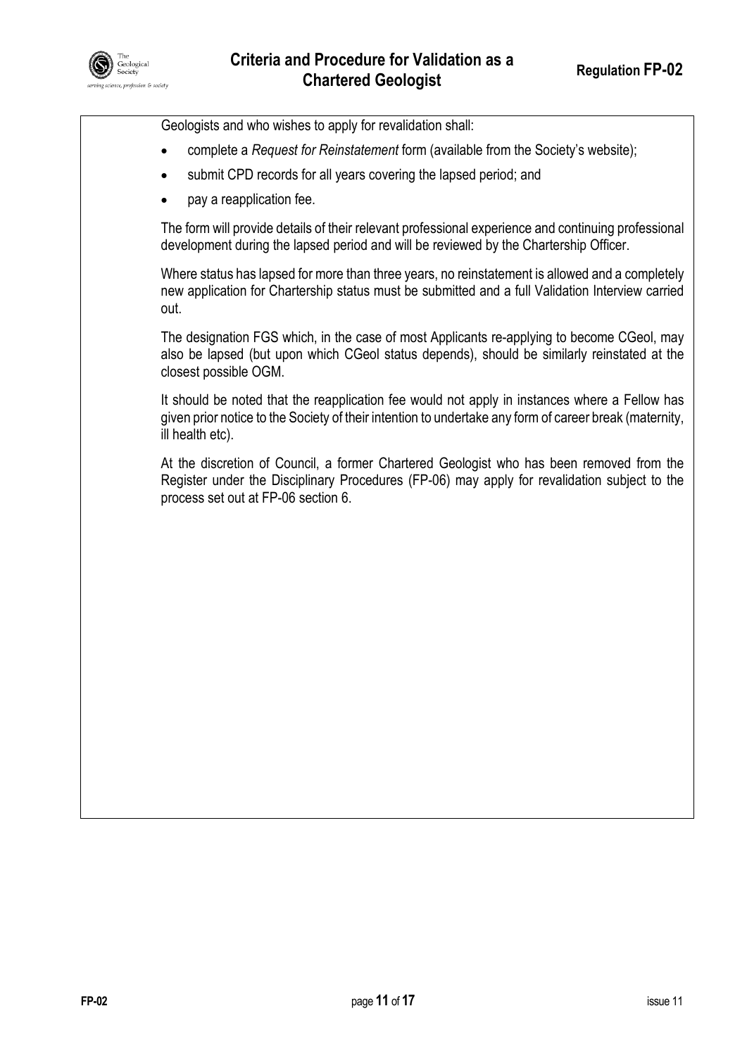Geologists and who wishes to apply for revalidation shall:

- complete a *Request for Reinstatement* form (available from the Society's website);
- submit CPD records for all years covering the lapsed period; and
- pay a reapplication fee.

The form will provide details of their relevant professional experience and continuing professional development during the lapsed period and will be reviewed by the Chartership Officer.

Where status has lapsed for more than three years, no reinstatement is allowed and a completely new application for Chartership status must be submitted and a full Validation Interview carried out.

The designation FGS which, in the case of most Applicants re-applying to become CGeol, may also be lapsed (but upon which CGeol status depends), should be similarly reinstated at the closest possible OGM.

It should be noted that the reapplication fee would not apply in instances where a Fellow has given prior notice to the Society of their intention to undertake any form of career break (maternity, ill health etc).

At the discretion of Council, a former Chartered Geologist who has been removed from the Register under the Disciplinary Procedures (FP-06) may apply for revalidation subject to the process set out at FP-06 section 6.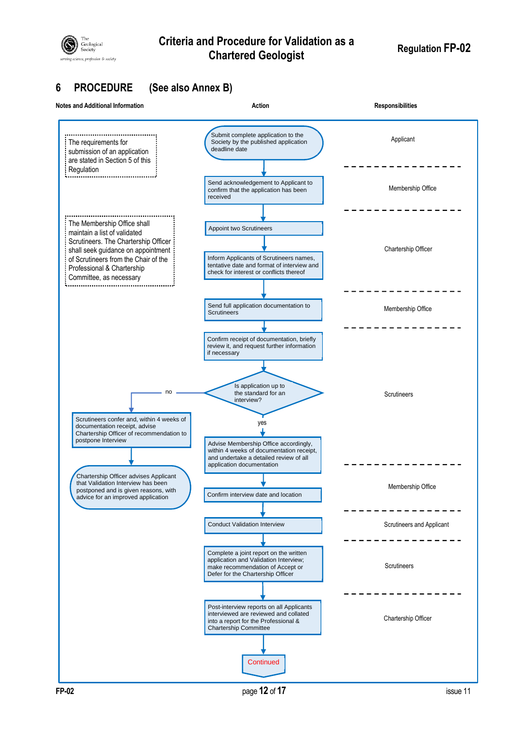## 6 PROCEDURE (See also Annex B)

| Notes and Additional Information | Action | Responsibilities |
| --- | --- | --- |
| The requirements for submission of an application are stated in Section 5 of this Regulation | Submit complete application to the Society by the published application deadline date | Applicant |
| | Send acknowledgement to Applicant to confirm that the application has been received | Membership Office |
| The Membership Office shall maintain a list of validated Scrutineers. The Chartership Officer shall seek guidance on appointment of Scrutineers from the Chair of the Professional & Chartership Committee, as necessary | Appoint two Scrutineers | Chartership Officer |
| | Inform Applicants of Scrutineers names, tentative date and format of interview and check for interest or conflicts thereof | Chartership Officer |
| | Send full application documentation to Scrutineers | Membership Office |
| | Confirm receipt of documentation, briefly review it, and request further information if necessary | Scrutineers |
| | Is application up to the standard for an interview? | Scrutineers |
| **no:** Scrutineers confer and, within 4 weeks of documentation receipt, advise Chartership Officer of recommendation to postpone Interview | **yes:** Advise Membership Office accordingly, within 4 weeks of documentation receipt, and undertake a detailed review of all application documentation | Scrutineers |
| Chartership Officer advises Applicant that Validation Interview has been postponed and is given reasons, with advice for an improved application | | |
| | Confirm interview date and location | Membership Office |
| | Conduct Validation Interview | Scrutineers and Applicant |
| | Complete a joint report on the written application and Validation Interview; make recommendation of Accept or Defer for the Chartership Officer | Scrutineers |
| | Post-interview reports on all Applicants interviewed are reviewed and collated into a report for the Professional & Chartership Committee | Chartership Officer |
| | Continued | |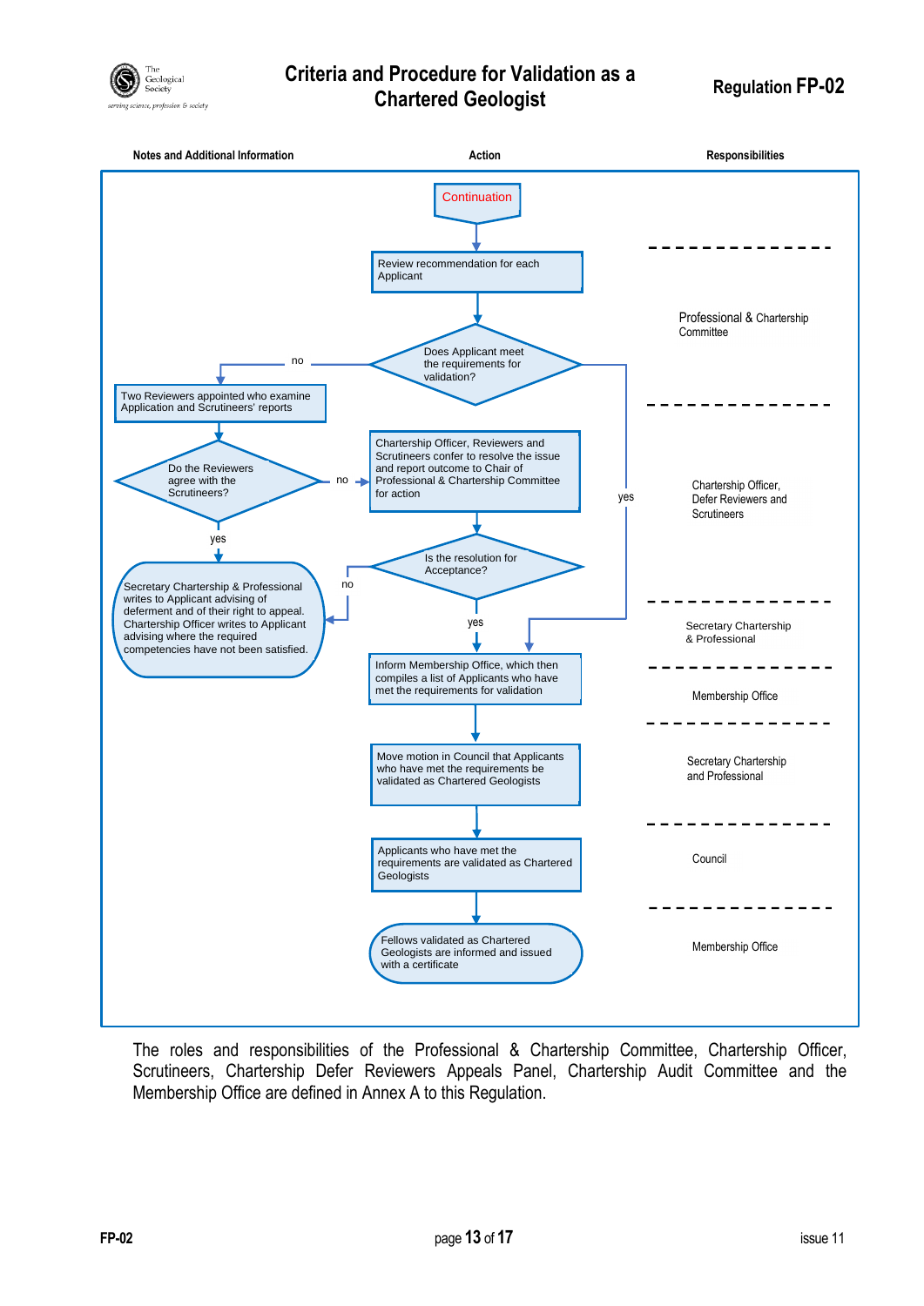# Criteria and Procedure for Validation as a Chartered Geologist

**Regulation FP-02**

| Notes and Additional Information | Action | Responsibilities |
|---|---|---|
| | Continuation | |
| | Review recommendation for each Applicant | Professional & Chartership Committee |
| | Does Applicant meet the requirements for validation? (no → Two Reviewers appointed; yes → Inform Membership Office) | |
| Two Reviewers appointed who examine Application and Scrutineers' reports | | |
| Do the Reviewers agree with the Scrutineers? (no → Chartership Officer, Reviewers and Scrutineers confer; yes → Secretary Chartership & Professional writes to Applicant) | Chartership Officer, Reviewers and Scrutineers confer to resolve the issue and report outcome to Chair of Professional & Chartership Committee for action | Chartership Officer, Defer Reviewers and Scrutineers |
| | Is the resolution for Acceptance? (no → Secretary Chartership & Professional writes to Applicant; yes → Inform Membership Office) | |
| Secretary Chartership & Professional writes to Applicant advising of deferment and of their right to appeal. Chartership Officer writes to Applicant advising where the required competencies have not been satisfied. | | Secretary Chartership & Professional |
| | Inform Membership Office, which then compiles a list of Applicants who have met the requirements for validation | Membership Office |
| | Move motion in Council that Applicants who have met the requirements be validated as Chartered Geologists | Secretary Chartership and Professional |
| | Applicants who have met the requirements are validated as Chartered Geologists | Council |
| | Fellows validated as Chartered Geologists are informed and issued with a certificate | Membership Office |

The roles and responsibilities of the Professional & Chartership Committee, Chartership Officer, Scrutineers, Chartership Defer Reviewers Appeals Panel, Chartership Audit Committee and the Membership Office are defined in Annex A to this Regulation.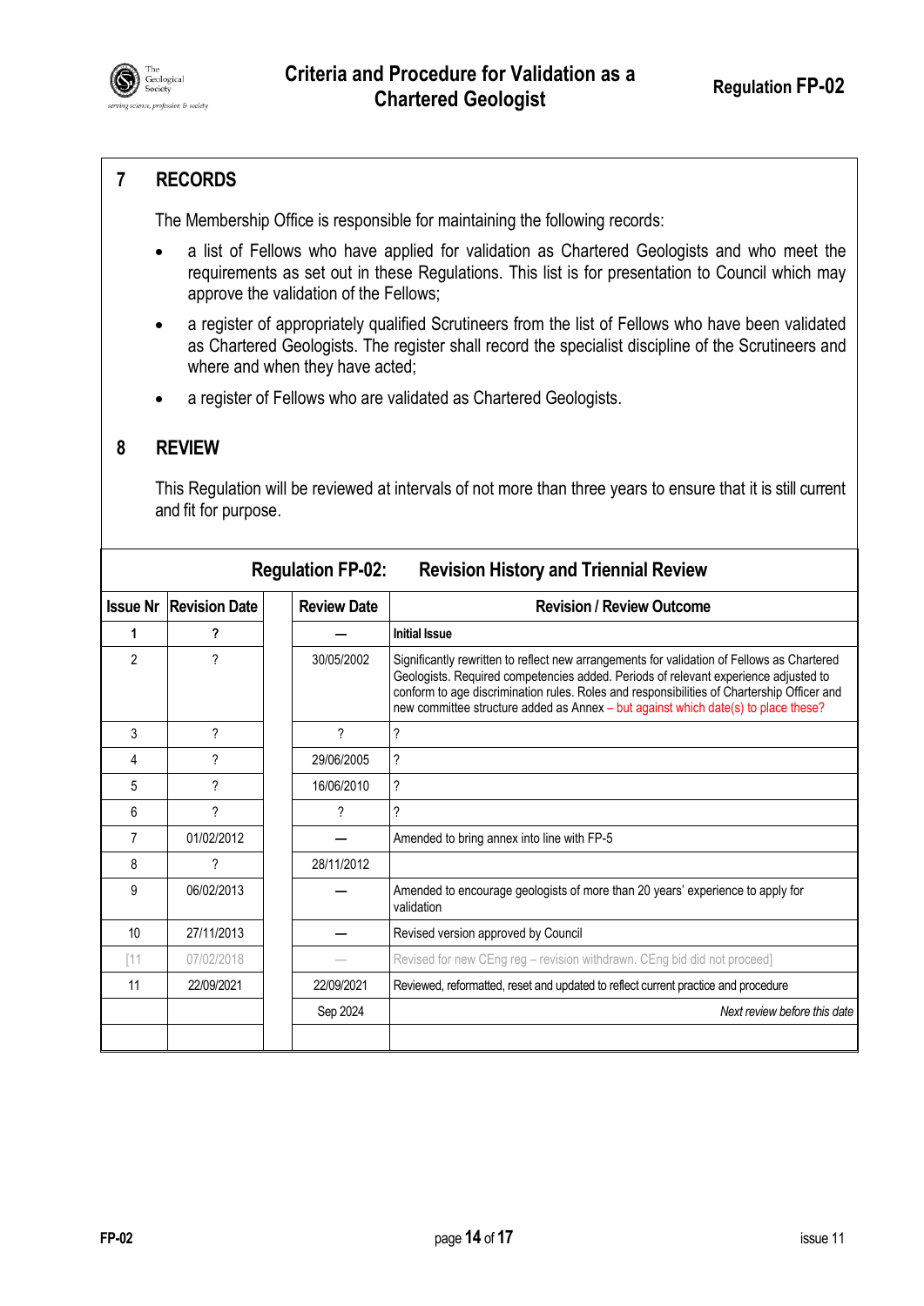## 7 RECORDS

The Membership Office is responsible for maintaining the following records:

- a list of Fellows who have applied for validation as Chartered Geologists and who meet the requirements as set out in these Regulations. This list is for presentation to Council which may approve the validation of the Fellows;
- a register of appropriately qualified Scrutineers from the list of Fellows who have been validated as Chartered Geologists. The register shall record the specialist discipline of the Scrutineers and where and when they have acted;
- a register of Fellows who are validated as Chartered Geologists.

## 8 REVIEW

This Regulation will be reviewed at intervals of not more than three years to ensure that it is still current and fit for purpose.

**Regulation FP-02: Revision History and Triennial Review**

| Issue Nr | Revision Date | | Review Date | Revision / Review Outcome |
|---|---|---|---|---|
| **1** | **?** | | — | **Initial Issue** |
| 2 | ? | | 30/05/2002 | Significantly rewritten to reflect new arrangements for validation of Fellows as Chartered Geologists. Required competencies added. Periods of relevant experience adjusted to conform to age discrimination rules. Roles and responsibilities of Chartership Officer and new committee structure added as Annex – but against which date(s) to place these? |
| 3 | ? | | ? | ? |
| 4 | ? | | 29/06/2005 | ? |
| 5 | ? | | 16/06/2010 | ? |
| 6 | ? | | ? | ? |
| 7 | 01/02/2012 | | — | Amended to bring annex into line with FP-5 |
| 8 | ? | | 28/11/2012 | |
| 9 | 06/02/2013 | | — | Amended to encourage geologists of more than 20 years' experience to apply for validation |
| 10 | 27/11/2013 | | — | Revised version approved by Council |
| [11 | 07/02/2018 | | — | Revised for new CEng reg – revision withdrawn. CEng bid did not proceed] |
| 11 | 22/09/2021 | | 22/09/2021 | Reviewed, reformatted, reset and updated to reflect current practice and procedure |
| | | | Sep 2024 | *Next review before this date* |
| | | | | |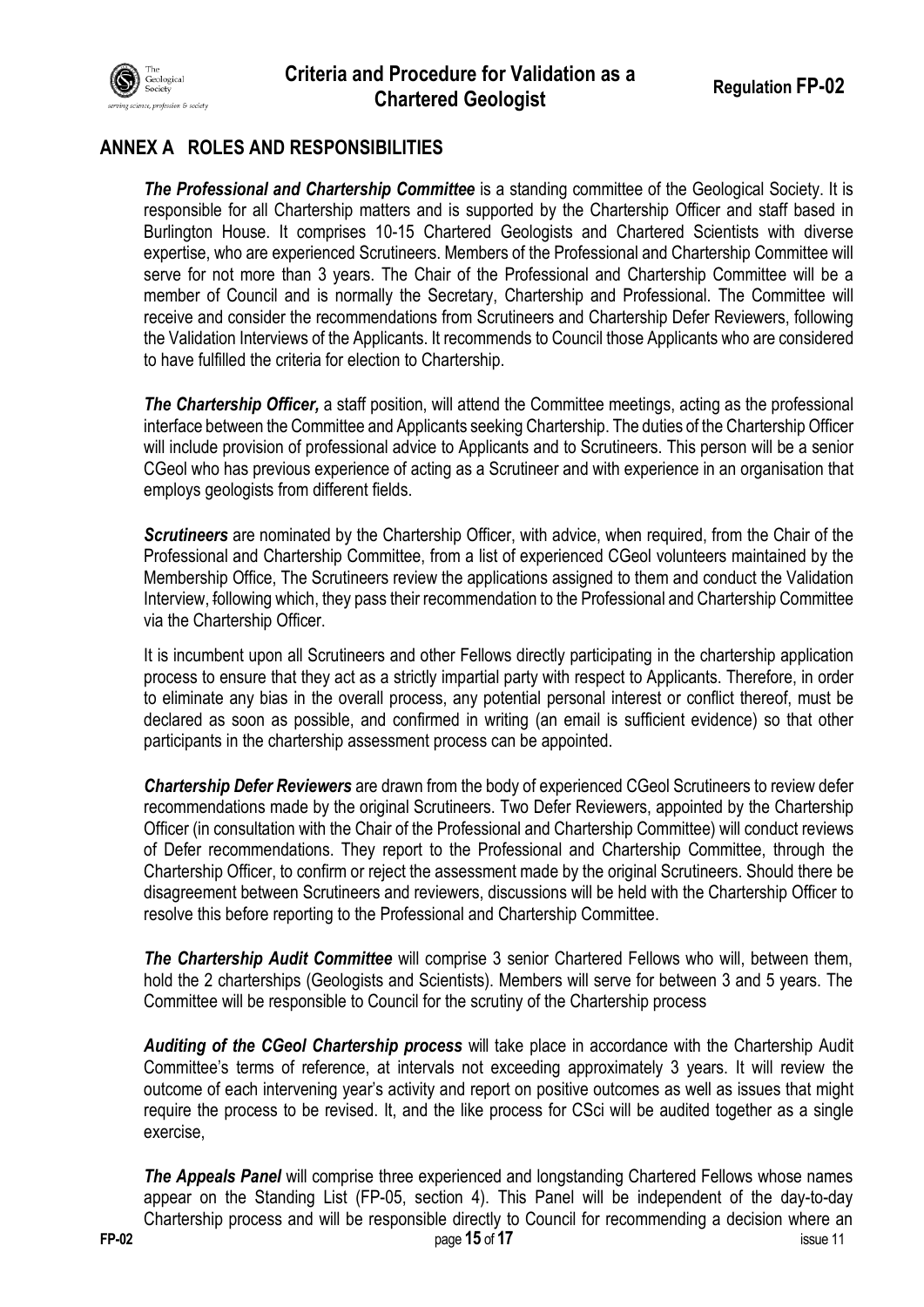## ANNEX A ROLES AND RESPONSIBILITIES

***The Professional and Chartership Committee*** is a standing committee of the Geological Society. It is responsible for all Chartership matters and is supported by the Chartership Officer and staff based in Burlington House. It comprises 10-15 Chartered Geologists and Chartered Scientists with diverse expertise, who are experienced Scrutineers. Members of the Professional and Chartership Committee will serve for not more than 3 years. The Chair of the Professional and Chartership Committee will be a member of Council and is normally the Secretary, Chartership and Professional. The Committee will receive and consider the recommendations from Scrutineers and Chartership Defer Reviewers, following the Validation Interviews of the Applicants. It recommends to Council those Applicants who are considered to have fulfilled the criteria for election to Chartership.

***The Chartership Officer,*** a staff position, will attend the Committee meetings, acting as the professional interface between the Committee and Applicants seeking Chartership. The duties of the Chartership Officer will include provision of professional advice to Applicants and to Scrutineers. This person will be a senior CGeol who has previous experience of acting as a Scrutineer and with experience in an organisation that employs geologists from different fields.

***Scrutineers*** are nominated by the Chartership Officer, with advice, when required, from the Chair of the Professional and Chartership Committee, from a list of experienced CGeol volunteers maintained by the Membership Office, The Scrutineers review the applications assigned to them and conduct the Validation Interview, following which, they pass their recommendation to the Professional and Chartership Committee via the Chartership Officer.

It is incumbent upon all Scrutineers and other Fellows directly participating in the chartership application process to ensure that they act as a strictly impartial party with respect to Applicants. Therefore, in order to eliminate any bias in the overall process, any potential personal interest or conflict thereof, must be declared as soon as possible, and confirmed in writing (an email is sufficient evidence) so that other participants in the chartership assessment process can be appointed.

***Chartership Defer Reviewers*** are drawn from the body of experienced CGeol Scrutineers to review defer recommendations made by the original Scrutineers. Two Defer Reviewers, appointed by the Chartership Officer (in consultation with the Chair of the Professional and Chartership Committee) will conduct reviews of Defer recommendations. They report to the Professional and Chartership Committee, through the Chartership Officer, to confirm or reject the assessment made by the original Scrutineers. Should there be disagreement between Scrutineers and reviewers, discussions will be held with the Chartership Officer to resolve this before reporting to the Professional and Chartership Committee.

***The Chartership Audit Committee*** will comprise 3 senior Chartered Fellows who will, between them, hold the 2 charterships (Geologists and Scientists). Members will serve for between 3 and 5 years. The Committee will be responsible to Council for the scrutiny of the Chartership process

***Auditing of the CGeol Chartership process*** will take place in accordance with the Chartership Audit Committee's terms of reference, at intervals not exceeding approximately 3 years. It will review the outcome of each intervening year's activity and report on positive outcomes as well as issues that might require the process to be revised. It, and the like process for CSci will be audited together as a single exercise,

***The Appeals Panel*** will comprise three experienced and longstanding Chartered Fellows whose names appear on the Standing List (FP-05, section 4). This Panel will be independent of the day-to-day Chartership process and will be responsible directly to Council for recommending a decision where an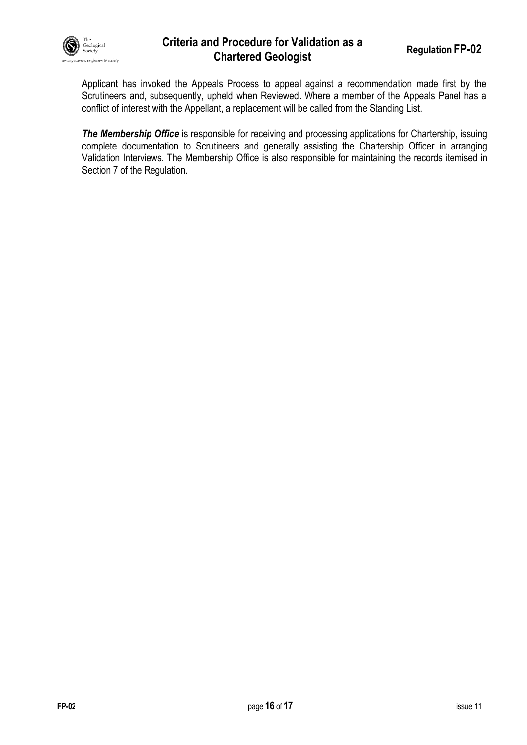Applicant has invoked the Appeals Process to appeal against a recommendation made first by the Scrutineers and, subsequently, upheld when Reviewed. Where a member of the Appeals Panel has a conflict of interest with the Appellant, a replacement will be called from the Standing List.

***The Membership Office*** is responsible for receiving and processing applications for Chartership, issuing complete documentation to Scrutineers and generally assisting the Chartership Officer in arranging Validation Interviews. The Membership Office is also responsible for maintaining the records itemised in Section 7 of the Regulation.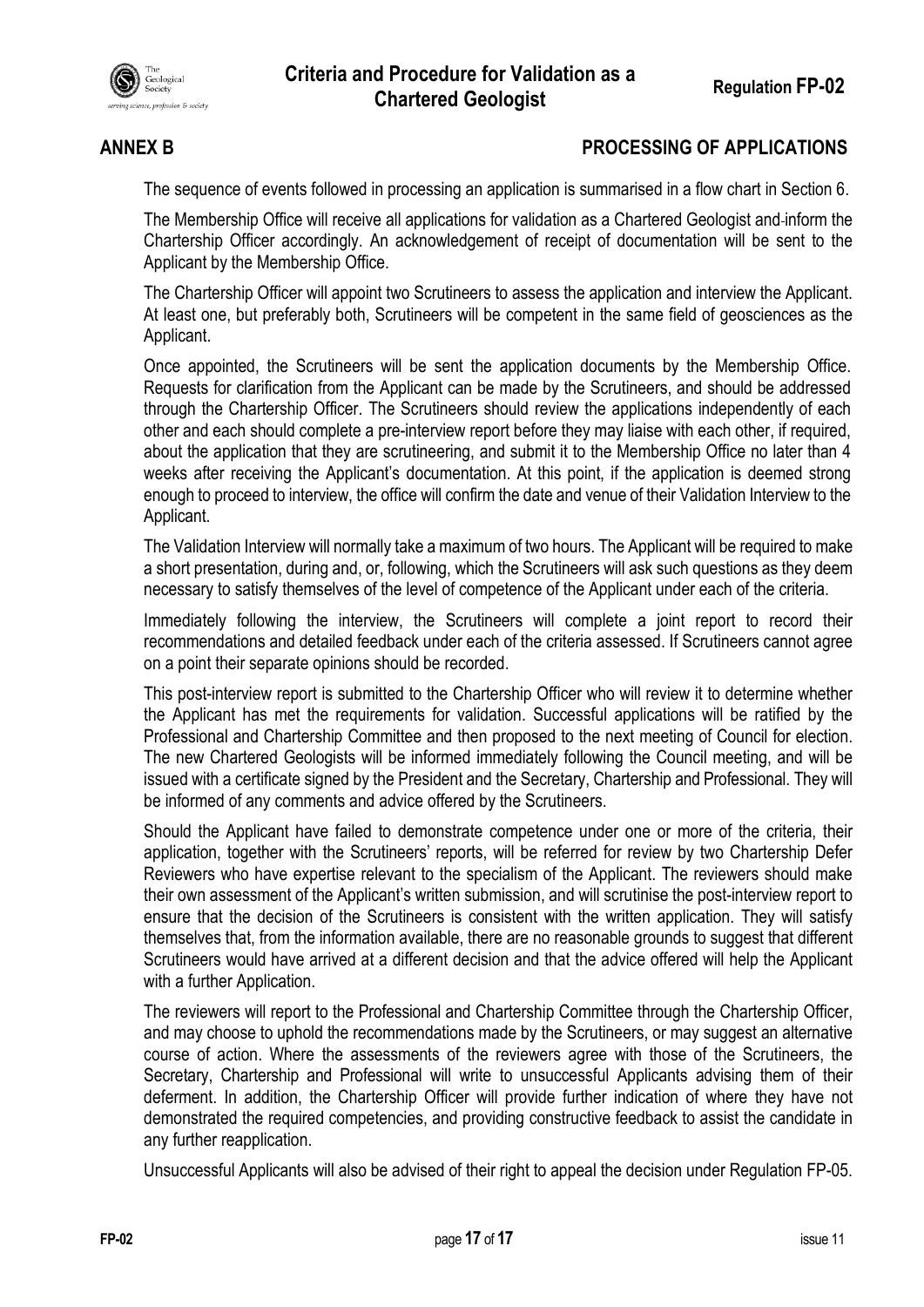## ANNEX B — PROCESSING OF APPLICATIONS

The sequence of events followed in processing an application is summarised in a flow chart in Section 6.

The Membership Office will receive all applications for validation as a Chartered Geologist and inform the Chartership Officer accordingly. An acknowledgement of receipt of documentation will be sent to the Applicant by the Membership Office.

The Chartership Officer will appoint two Scrutineers to assess the application and interview the Applicant. At least one, but preferably both, Scrutineers will be competent in the same field of geosciences as the Applicant.

Once appointed, the Scrutineers will be sent the application documents by the Membership Office. Requests for clarification from the Applicant can be made by the Scrutineers, and should be addressed through the Chartership Officer. The Scrutineers should review the applications independently of each other and each should complete a pre-interview report before they may liaise with each other, if required, about the application that they are scrutineering, and submit it to the Membership Office no later than 4 weeks after receiving the Applicant's documentation. At this point, if the application is deemed strong enough to proceed to interview, the office will confirm the date and venue of their Validation Interview to the Applicant.

The Validation Interview will normally take a maximum of two hours. The Applicant will be required to make a short presentation, during and, or, following, which the Scrutineers will ask such questions as they deem necessary to satisfy themselves of the level of competence of the Applicant under each of the criteria.

Immediately following the interview, the Scrutineers will complete a joint report to record their recommendations and detailed feedback under each of the criteria assessed. If Scrutineers cannot agree on a point their separate opinions should be recorded.

This post-interview report is submitted to the Chartership Officer who will review it to determine whether the Applicant has met the requirements for validation. Successful applications will be ratified by the Professional and Chartership Committee and then proposed to the next meeting of Council for election. The new Chartered Geologists will be informed immediately following the Council meeting, and will be issued with a certificate signed by the President and the Secretary, Chartership and Professional. They will be informed of any comments and advice offered by the Scrutineers.

Should the Applicant have failed to demonstrate competence under one or more of the criteria, their application, together with the Scrutineers' reports, will be referred for review by two Chartership Defer Reviewers who have expertise relevant to the specialism of the Applicant. The reviewers should make their own assessment of the Applicant's written submission, and will scrutinise the post-interview report to ensure that the decision of the Scrutineers is consistent with the written application. They will satisfy themselves that, from the information available, there are no reasonable grounds to suggest that different Scrutineers would have arrived at a different decision and that the advice offered will help the Applicant with a further Application.

The reviewers will report to the Professional and Chartership Committee through the Chartership Officer, and may choose to uphold the recommendations made by the Scrutineers, or may suggest an alternative course of action. Where the assessments of the reviewers agree with those of the Scrutineers, the Secretary, Chartership and Professional will write to unsuccessful Applicants advising them of their deferment. In addition, the Chartership Officer will provide further indication of where they have not demonstrated the required competencies, and providing constructive feedback to assist the candidate in any further reapplication.

Unsuccessful Applicants will also be advised of their right to appeal the decision under Regulation FP-05.